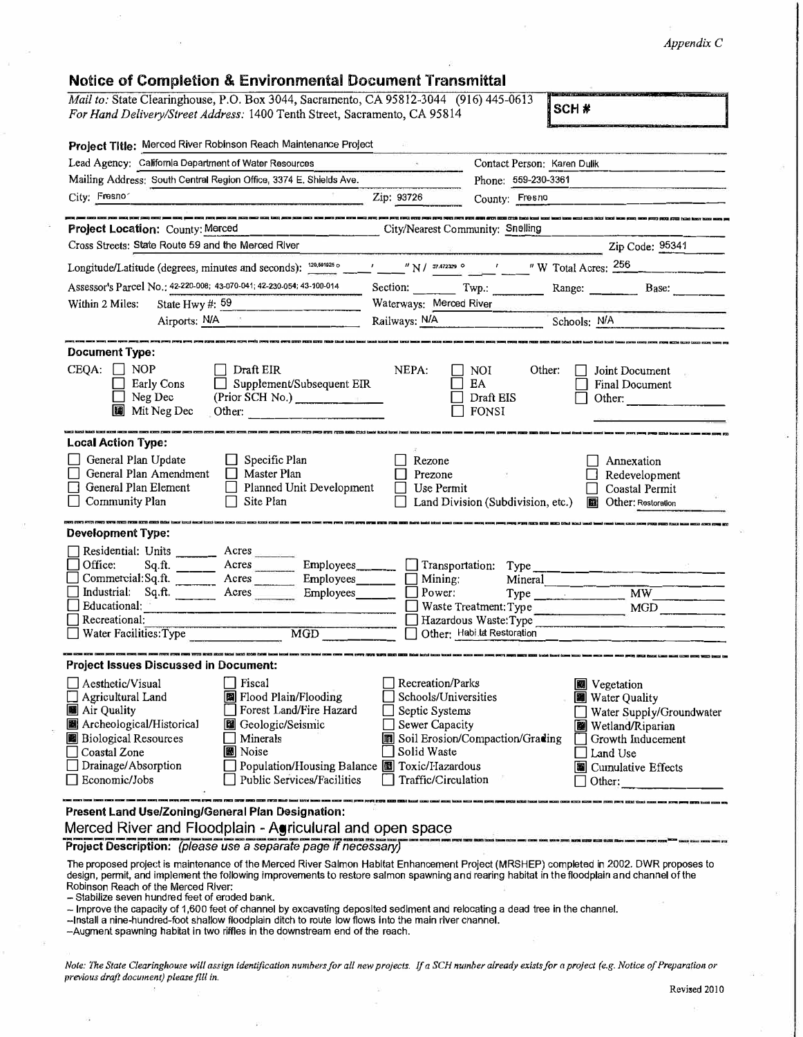*Appendix C*

## Notice of Completion & Environmental Document Transmittal

*Mail to:* State Clearinghouse, P.O. Box 3044, Sacramento, CA 95812-3044 (916) 445-0613
*For Hand Delivery/Street Address:* 1400 Tenth Street, Sacramento, CA 95814

**SCH #**

**Project Title:** Merced River Robinson Reach Maintenance Project

Lead Agency: California Department of Water Resources — Contact Person: Karen Dulik

Mailing Address: South Central Region Office, 3374 E. Shields Ave. — Phone: 559-230-3361

City: Fresno — Zip: 93726 — County: Fresno

**Project Location:** County: Merced — City/Nearest Community: Snelling

Cross Streets: State Route 59 and the Merced River — Zip Code: 95341

Longitude/Latitude (degrees, minutes and seconds): 120.561925 ° ___ ' ___ " N / 37.472329 ° ___ ' ___ " W Total Acres: 256

Assessor's Parcel No.: 42-220-008; 43-070-041; 42-230-054; 43-100-014 — Section: ___ Twp.: ___ Range: ___ Base: ___

Within 2 Miles: State Hwy #: 59 — Waterways: Merced River

Airports: N/A — Railways: N/A — Schools: N/A

### Document Type:

CEQA: ☐ NOP ☐ Early Cons ☐ Neg Dec ☒ Mit Neg Dec ☐ Draft EIR ☐ Supplement/Subsequent EIR (Prior SCH No.) ___ Other: ___

NEPA: ☐ NOI ☐ EA ☐ Draft EIS ☐ FONSI

Other: ☐ Joint Document ☐ Final Document ☐ Other: ___

### Local Action Type:

☐ General Plan Update ☐ General Plan Amendment ☐ General Plan Element ☐ Community Plan ☐ Specific Plan ☐ Master Plan ☐ Planned Unit Development ☐ Site Plan ☐ Rezone ☐ Prezone ☐ Use Permit ☐ Land Division (Subdivision, etc.) ☐ Annexation ☐ Redevelopment ☐ Coastal Permit ☒ Other: Restoration

### Development Type:

☐ Residential: Units ___ Acres ___
☐ Office: Sq.ft. ___ Acres ___ Employees ___
☐ Commercial: Sq.ft. ___ Acres ___ Employees ___
☐ Industrial: Sq.ft. ___ Acres ___ Employees ___
☐ Educational: ___
☐ Recreational: ___
☐ Water Facilities: Type ___ MGD ___
☐ Transportation: Type ___
☐ Mining: Mineral ___
☐ Power: Type ___ MW ___
☐ Waste Treatment: Type ___ MGD ___
☐ Hazardous Waste: Type ___
☐ Other: Habitat Restoration

### Project Issues Discussed in Document:

☐ Aesthetic/Visual ☐ Agricultural Land ☒ Air Quality ☒ Archeological/Historical ☒ Biological Resources ☐ Coastal Zone ☐ Drainage/Absorption ☐ Economic/Jobs
☐ Fiscal ☒ Flood Plain/Flooding ☐ Forest Land/Fire Hazard ☒ Geologic/Seismic ☐ Minerals ☒ Noise ☐ Population/Housing Balance ☐ Public Services/Facilities
☐ Recreation/Parks ☐ Schools/Universities ☐ Septic Systems ☐ Sewer Capacity ☒ Soil Erosion/Compaction/Grading ☐ Solid Waste ☒ Toxic/Hazardous ☐ Traffic/Circulation
☒ Vegetation ☒ Water Quality ☐ Water Supply/Groundwater ☒ Wetland/Riparian ☐ Growth Inducement ☐ Land Use ☒ Cumulative Effects ☐ Other: ___

**Present Land Use/Zoning/General Plan Designation:**

Merced River and Floodplain - Agricultural and open space

**Project Description:** *(please use a separate page if necessary)*

The proposed project is maintenance of the Merced River Salmon Habitat Enhancement Project (MRSHEP) completed in 2002. DWR proposes to design, permit, and implement the following improvements to restore salmon spawning and rearing habitat in the floodplain and channel of the Robinson Reach of the Merced River:

- Stabilize seven hundred feet of eroded bank.
- Improve the capacity of 1,600 feet of channel by excavating deposited sediment and relocating a dead tree in the channel.
- Install a nine-hundred-foot shallow floodplain ditch to route low flows into the main river channel.
- Augment spawning habitat in two riffles in the downstream end of the reach.

*Note: The State Clearinghouse will assign identification numbers for all new projects. If a SCH number already exists for a project (e.g. Notice of Preparation or previous draft document) please fill in.*

Revised 2010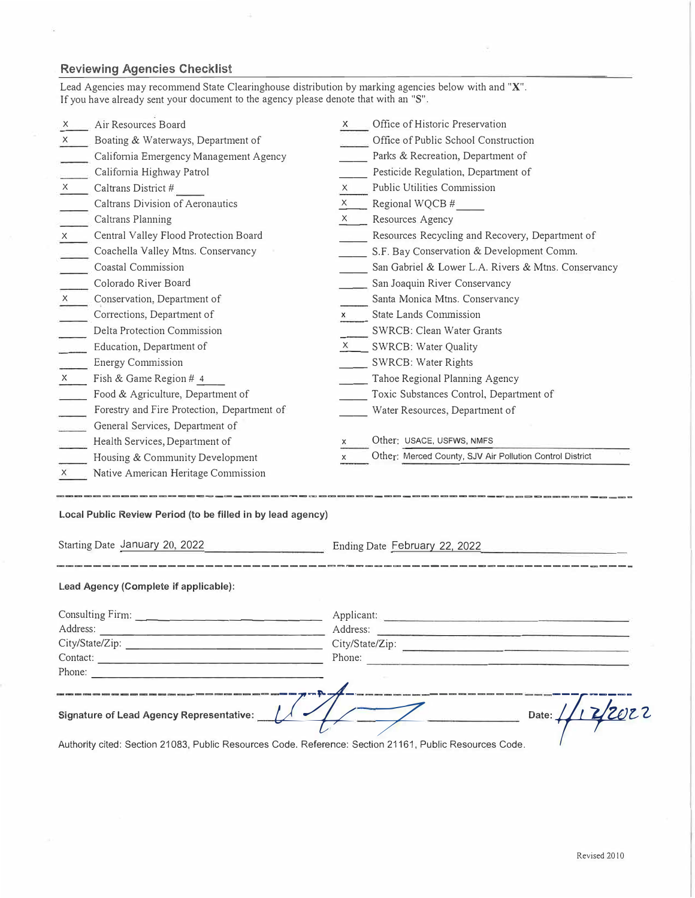## Reviewing Agencies Checklist

Lead Agencies may recommend State Clearinghouse distribution by marking agencies below with and "**X**".
If you have already sent your document to the agency please denote that with an "S".

| | | | |
|---|---|---|---|
| X | Air Resources Board | X | Office of Historic Preservation |
| X | Boating & Waterways, Department of | | Office of Public School Construction |
| | California Emergency Management Agency | | Parks & Recreation, Department of |
| | California Highway Patrol | | Pesticide Regulation, Department of |
| X | Caltrans District # ____ | X | Public Utilities Commission |
| | Caltrans Division of Aeronautics | X | Regional WQCB # ____ |
| | Caltrans Planning | X | Resources Agency |
| X | Central Valley Flood Protection Board | | Resources Recycling and Recovery, Department of |
| | Coachella Valley Mtns. Conservancy | | S.F. Bay Conservation & Development Comm. |
| | Coastal Commission | | San Gabriel & Lower L.A. Rivers & Mtns. Conservancy |
| | Colorado River Board | | San Joaquin River Conservancy |
| X | Conservation, Department of | | Santa Monica Mtns. Conservancy |
| | Corrections, Department of | x | State Lands Commission |
| | Delta Protection Commission | | SWRCB: Clean Water Grants |
| | Education, Department of | X | SWRCB: Water Quality |
| | Energy Commission | | SWRCB: Water Rights |
| X | Fish & Game Region # 4 | | Tahoe Regional Planning Agency |
| | Food & Agriculture, Department of | | Toxic Substances Control, Department of |
| | Forestry and Fire Protection, Department of | | Water Resources, Department of |
| | General Services, Department of | | |
| | Health Services, Department of | x | Other: USACE, USFWS, NMFS |
| | Housing & Community Development | x | Other: Merced County, SJV Air Pollution Control District |
| X | Native American Heritage Commission | | |

---

**Local Public Review Period (to be filled in by lead agency)**

Starting Date January 20, 2022 Ending Date February 22, 2022

---

**Lead Agency (Complete if applicable):**

Consulting Firm: ____________________ Applicant: ____________________
Address: ____________________ Address: ____________________
City/State/Zip: ____________________ City/State/Zip: ____________________
Contact: ____________________ Phone: ____________________
Phone: ____________________

---

**Signature of Lead Agency Representative:** [signature] **Date:** 1/12/2022

Authority cited: Section 21083, Public Resources Code. Reference: Section 21161, Public Resources Code.

Revised 2010